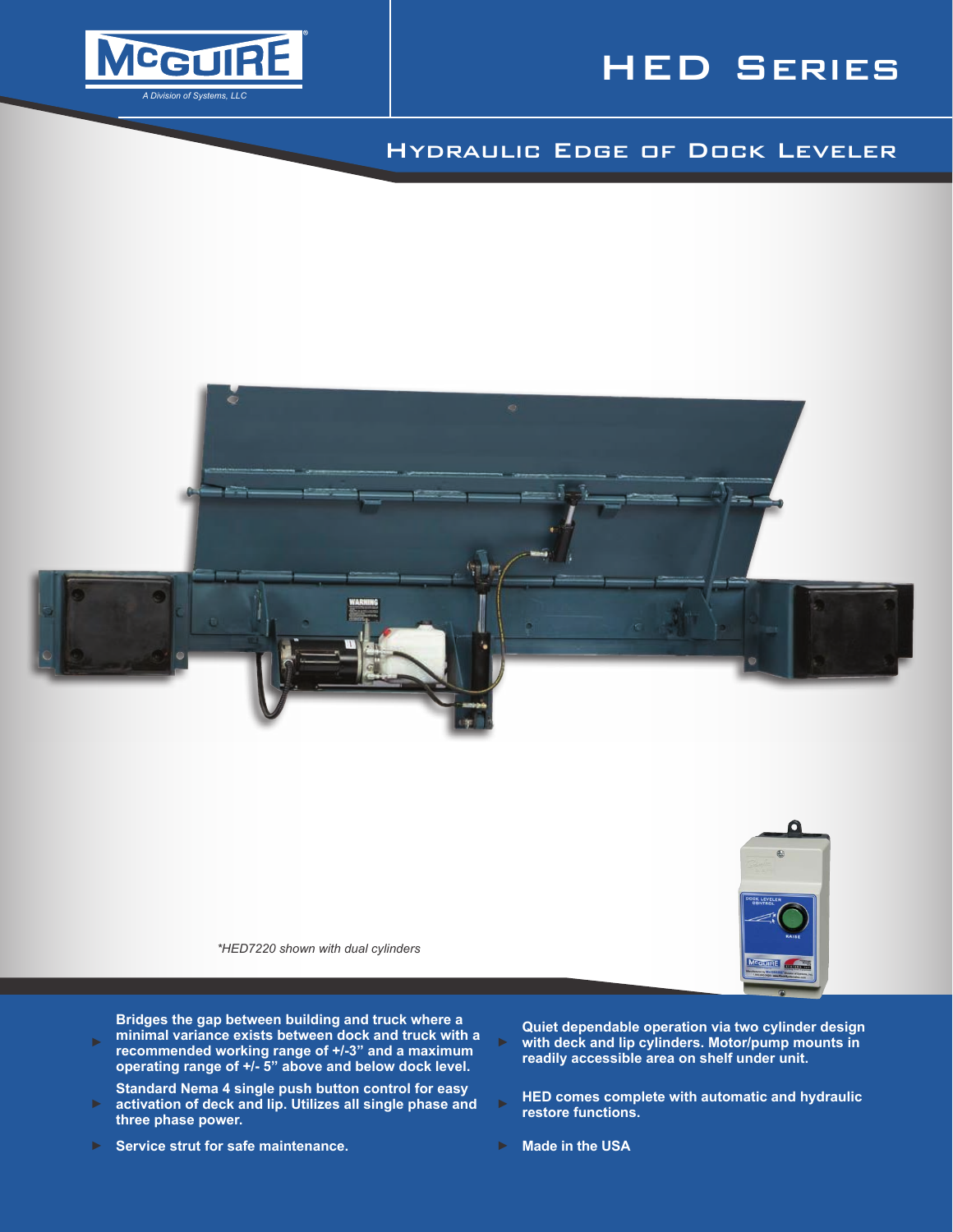McGUIRE

A Division of Systems, LLC

# HED Series

## Hydraulic Edge of Dock Leveler

*HED7220 shown with dual cylinders

- Bridges the gap between building and truck where a minimal variance exists between dock and truck with a recommended working range of +/-3" and a maximum operating range of +/- 5" above and below dock level.
- Standard Nema 4 single push button control for easy activation of deck and lip. Utilizes all single phase and three phase power.
- Service strut for safe maintenance.
- Quiet dependable operation via two cylinder design with deck and lip cylinders. Motor/pump mounts in readily accessible area on shelf under unit.
- HED comes complete with automatic and hydraulic restore functions.
- Made in the USA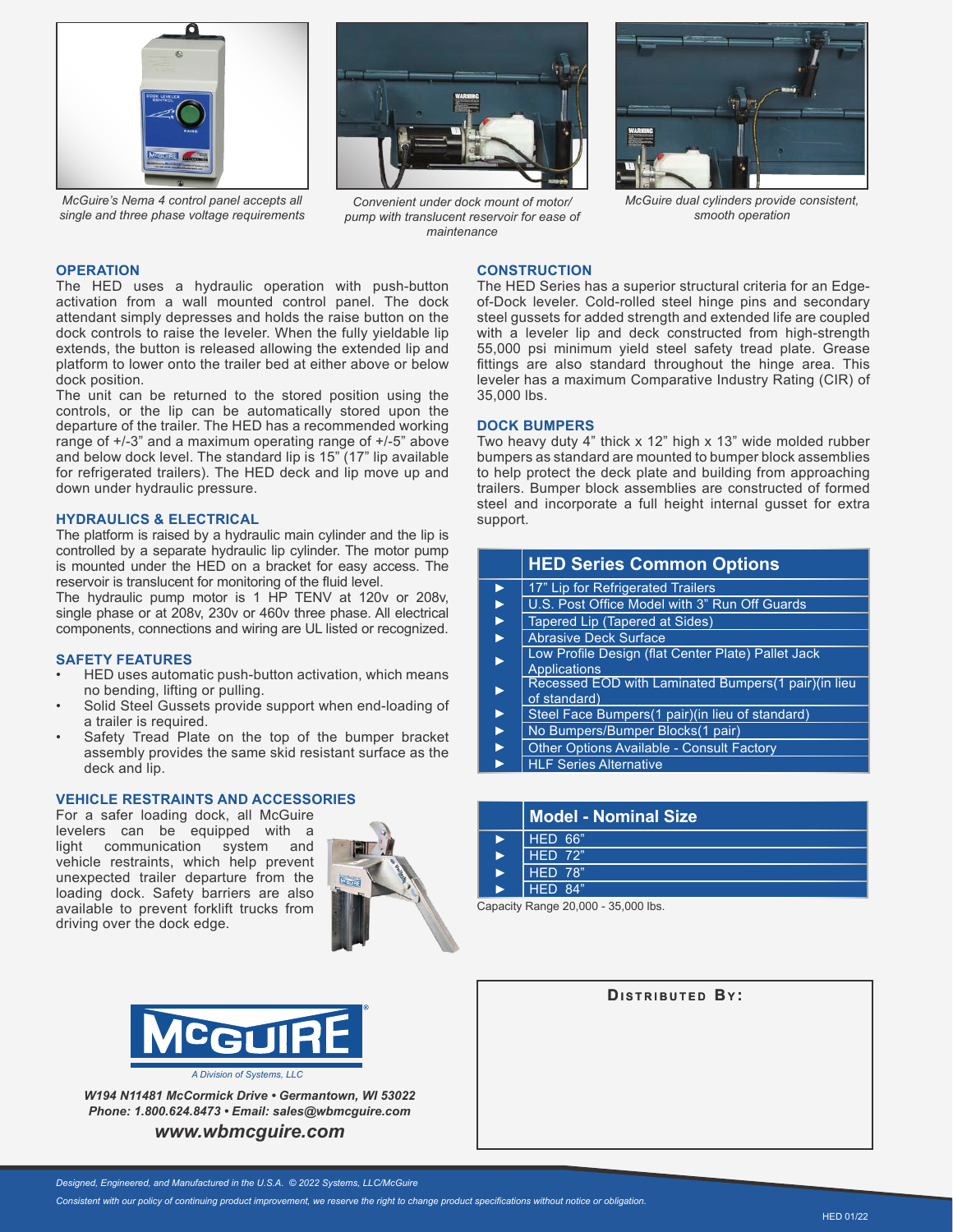McGuire's Nema 4 control panel accepts all single and three phase voltage requirements

Convenient under dock mount of motor/ pump with translucent reservoir for ease of maintenance

McGuire dual cylinders provide consistent, smooth operation

## OPERATION

The HED uses a hydraulic operation with push-button activation from a wall mounted control panel. The dock attendant simply depresses and holds the raise button on the dock controls to raise the leveler. When the fully yieldable lip extends, the button is released allowing the extended lip and platform to lower onto the trailer bed at either above or below dock position.

The unit can be returned to the stored position using the controls, or the lip can be automatically stored upon the departure of the trailer. The HED has a recommended working range of +/-3" and a maximum operating range of +/-5" above and below dock level. The standard lip is 15" (17" lip available for refrigerated trailers). The HED deck and lip move up and down under hydraulic pressure.

## HYDRAULICS & ELECTRICAL

The platform is raised by a hydraulic main cylinder and the lip is controlled by a separate hydraulic lip cylinder. The motor pump is mounted under the HED on a bracket for easy access. The reservoir is translucent for monitoring of the fluid level.

The hydraulic pump motor is 1 HP TENV at 120v or 208v, single phase or at 208v, 230v or 460v three phase. All electrical components, connections and wiring are UL listed or recognized.

## SAFETY FEATURES

- HED uses automatic push-button activation, which means no bending, lifting or pulling.
- Solid Steel Gussets provide support when end-loading of a trailer is required.
- Safety Tread Plate on the top of the bumper bracket assembly provides the same skid resistant surface as the deck and lip.

## VEHICLE RESTRAINTS AND ACCESSORIES

For a safer loading dock, all McGuire levelers can be equipped with a light communication system and vehicle restraints, which help prevent unexpected trailer departure from the loading dock. Safety barriers are also available to prevent forklift trucks from driving over the dock edge.

## CONSTRUCTION

The HED Series has a superior structural criteria for an Edge-of-Dock leveler. Cold-rolled steel hinge pins and secondary steel gussets for added strength and extended life are coupled with a leveler lip and deck constructed from high-strength 55,000 psi minimum yield steel safety tread plate. Grease fittings are also standard throughout the hinge area. This leveler has a maximum Comparative Industry Rating (CIR) of 35,000 lbs.

## DOCK BUMPERS

Two heavy duty 4" thick x 12" high x 13" wide molded rubber bumpers as standard are mounted to bumper block assemblies to help protect the deck plate and building from approaching trailers. Bumper block assemblies are constructed of formed steel and incorporate a full height internal gusset for extra support.

| | HED Series Common Options |
|---|---|
| ► | 17" Lip for Refrigerated Trailers |
| ► | U.S. Post Office Model with 3" Run Off Guards |
| ► | Tapered Lip (Tapered at Sides) |
| ► | Abrasive Deck Surface |
| ► | Low Profile Design (flat Center Plate) Pallet Jack Applications |
| ► | Recessed EOD with Laminated Bumpers(1 pair)(in lieu of standard) |
| ► | Steel Face Bumpers(1 pair)(in lieu of standard) |
| ► | No Bumpers/Bumper Blocks(1 pair) |
| ► | Other Options Available - Consult Factory |
| ► | HLF Series Alternative |

| | Model - Nominal Size |
|---|---|
| ► | HED 66" |
| ► | HED 72" |
| ► | HED 78" |
| ► | HED 84" |

Capacity Range 20,000 - 35,000 lbs.

**McGUIRE**

*A Division of Systems, LLC*

***W194 N11481 McCormick Drive • Germantown, WI 53022***
***Phone: 1.800.624.8473 • Email: sales@wbmcguire.com***

***www.wbmcguire.com***

**DISTRIBUTED BY:**

*Designed, Engineered, and Manufactured in the U.S.A. © 2022 Systems, LLC/McGuire*

*Consistent with our policy of continuing product improvement, we reserve the right to change product specifications without notice or obligation.*

HED 01/22